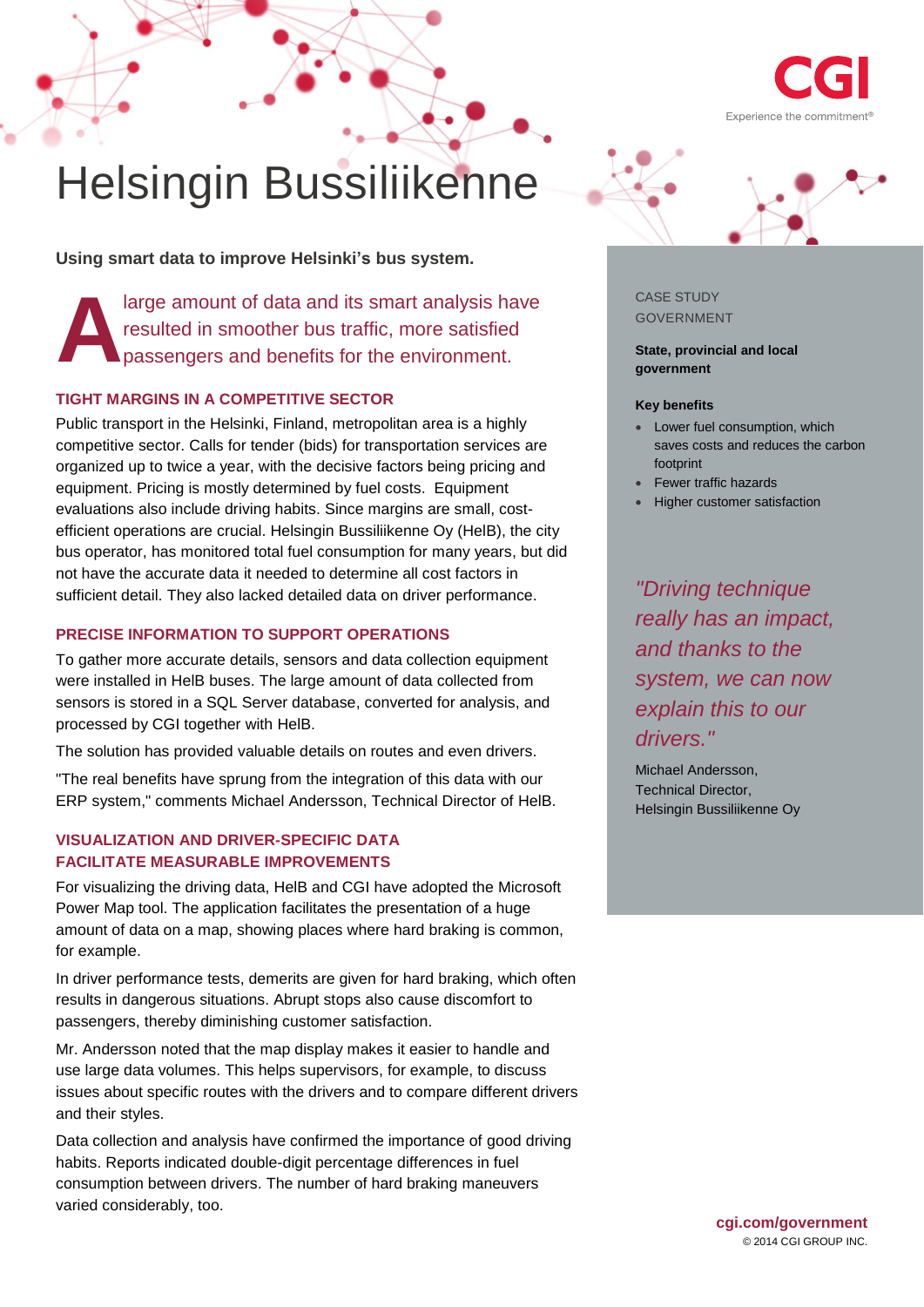# Helsingin Bussiliikenne

**Using smart data to improve Helsinki's bus system.**

A large amount of data and its smart analysis have resulted in smoother bus traffic, more satisfied passengers and benefits for the environment.

## TIGHT MARGINS IN A COMPETITIVE SECTOR

Public transport in the Helsinki, Finland, metropolitan area is a highly competitive sector. Calls for tender (bids) for transportation services are organized up to twice a year, with the decisive factors being pricing and equipment. Pricing is mostly determined by fuel costs. Equipment evaluations also include driving habits. Since margins are small, cost-efficient operations are crucial. Helsingin Bussiliikenne Oy (HelB), the city bus operator, has monitored total fuel consumption for many years, but did not have the accurate data it needed to determine all cost factors in sufficient detail. They also lacked detailed data on driver performance.

## PRECISE INFORMATION TO SUPPORT OPERATIONS

To gather more accurate details, sensors and data collection equipment were installed in HelB buses. The large amount of data collected from sensors is stored in a SQL Server database, converted for analysis, and processed by CGI together with HelB.

The solution has provided valuable details on routes and even drivers.

"The real benefits have sprung from the integration of this data with our ERP system," comments Michael Andersson, Technical Director of HelB.

## VISUALIZATION AND DRIVER-SPECIFIC DATA FACILITATE MEASURABLE IMPROVEMENTS

For visualizing the driving data, HelB and CGI have adopted the Microsoft Power Map tool. The application facilitates the presentation of a huge amount of data on a map, showing places where hard braking is common, for example.

In driver performance tests, demerits are given for hard braking, which often results in dangerous situations. Abrupt stops also cause discomfort to passengers, thereby diminishing customer satisfaction.

Mr. Andersson noted that the map display makes it easier to handle and use large data volumes. This helps supervisors, for example, to discuss issues about specific routes with the drivers and to compare different drivers and their styles.

Data collection and analysis have confirmed the importance of good driving habits. Reports indicated double-digit percentage differences in fuel consumption between drivers. The number of hard braking maneuvers varied considerably, too.

CASE STUDY
GOVERNMENT

**State, provincial and local government**

**Key benefits**

- Lower fuel consumption, which saves costs and reduces the carbon footprint
- Fewer traffic hazards
- Higher customer satisfaction

*"Driving technique really has an impact, and thanks to the system, we can now explain this to our drivers."*

Michael Andersson,
Technical Director,
Helsingin Bussiliikenne Oy

**cgi.com/government**
© 2014 CGI GROUP INC.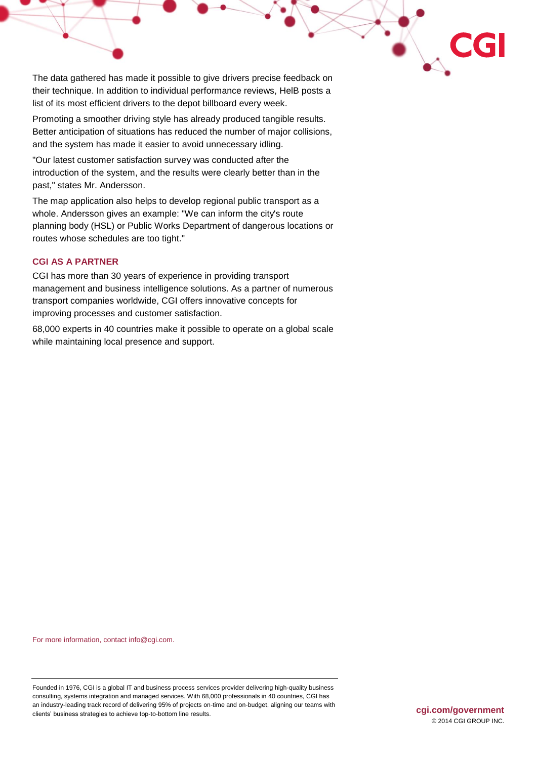The data gathered has made it possible to give drivers precise feedback on their technique. In addition to individual performance reviews, HelB posts a list of its most efficient drivers to the depot billboard every week.

Promoting a smoother driving style has already produced tangible results. Better anticipation of situations has reduced the number of major collisions, and the system has made it easier to avoid unnecessary idling.

"Our latest customer satisfaction survey was conducted after the introduction of the system, and the results were clearly better than in the past," states Mr. Andersson.

The map application also helps to develop regional public transport as a whole. Andersson gives an example: "We can inform the city's route planning body (HSL) or Public Works Department of dangerous locations or routes whose schedules are too tight."

## CGI AS A PARTNER

CGI has more than 30 years of experience in providing transport management and business intelligence solutions. As a partner of numerous transport companies worldwide, CGI offers innovative concepts for improving processes and customer satisfaction.

68,000 experts in 40 countries make it possible to operate on a global scale while maintaining local presence and support.

For more information, contact info@cgi.com.

---

Founded in 1976, CGI is a global IT and business process services provider delivering high-quality business consulting, systems integration and managed services. With 68,000 professionals in 40 countries, CGI has an industry-leading track record of delivering 95% of projects on-time and on-budget, aligning our teams with clients' business strategies to achieve top-to-bottom line results.

**cgi.com/government**

© 2014 CGI GROUP INC.